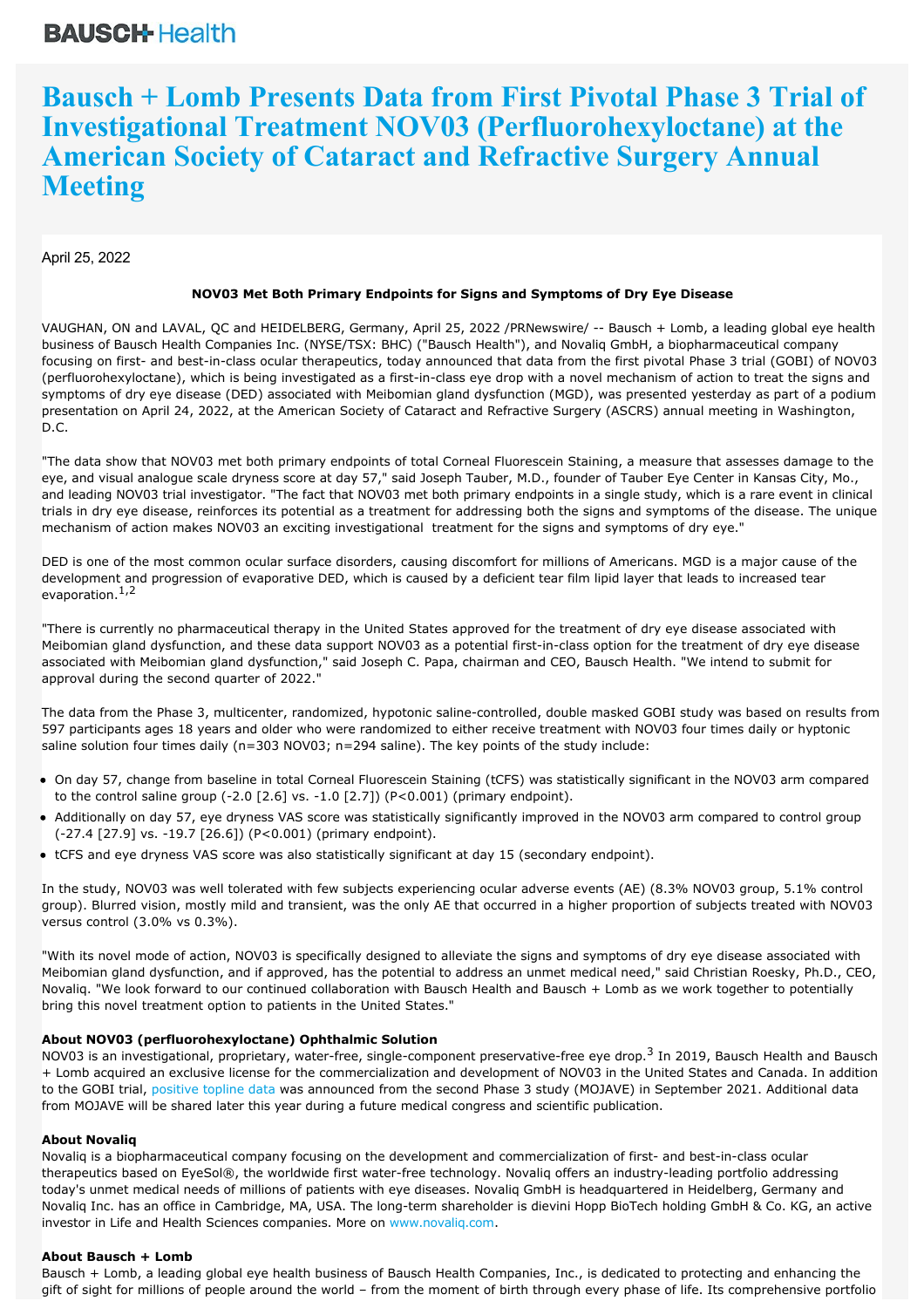BAUSCH+ Health

# Bausch + Lomb Presents Data from First Pivotal Phase 3 Trial of Investigational Treatment NOV03 (Perfluorohexyloctane) at the American Society of Cataract and Refractive Surgery Annual Meeting

April 25, 2022

**NOV03 Met Both Primary Endpoints for Signs and Symptoms of Dry Eye Disease**

VAUGHAN, ON and LAVAL, QC and HEIDELBERG, Germany, April 25, 2022 /PRNewswire/ -- Bausch + Lomb, a leading global eye health business of Bausch Health Companies Inc. (NYSE/TSX: BHC) ("Bausch Health"), and Novaliq GmbH, a biopharmaceutical company focusing on first- and best-in-class ocular therapeutics, today announced that data from the first pivotal Phase 3 trial (GOBI) of NOV03 (perfluorohexyloctane), which is being investigated as a first-in-class eye drop with a novel mechanism of action to treat the signs and symptoms of dry eye disease (DED) associated with Meibomian gland dysfunction (MGD), was presented yesterday as part of a podium presentation on April 24, 2022, at the American Society of Cataract and Refractive Surgery (ASCRS) annual meeting in Washington, D.C.

"The data show that NOV03 met both primary endpoints of total Corneal Fluorescein Staining, a measure that assesses damage to the eye, and visual analogue scale dryness score at day 57," said Joseph Tauber, M.D., founder of Tauber Eye Center in Kansas City, Mo., and leading NOV03 trial investigator. "The fact that NOV03 met both primary endpoints in a single study, which is a rare event in clinical trials in dry eye disease, reinforces its potential as a treatment for addressing both the signs and symptoms of the disease. The unique mechanism of action makes NOV03 an exciting investigational treatment for the signs and symptoms of dry eye."

DED is one of the most common ocular surface disorders, causing discomfort for millions of Americans. MGD is a major cause of the development and progression of evaporative DED, which is caused by a deficient tear film lipid layer that leads to increased tear evaporation.[1,2]

"There is currently no pharmaceutical therapy in the United States approved for the treatment of dry eye disease associated with Meibomian gland dysfunction, and these data support NOV03 as a potential first-in-class option for the treatment of dry eye disease associated with Meibomian gland dysfunction," said Joseph C. Papa, chairman and CEO, Bausch Health. "We intend to submit for approval during the second quarter of 2022."

The data from the Phase 3, multicenter, randomized, hypotonic saline-controlled, double masked GOBI study was based on results from 597 participants ages 18 years and older who were randomized to either receive treatment with NOV03 four times daily or hyptonic saline solution four times daily (n=303 NOV03; n=294 saline). The key points of the study include:

- On day 57, change from baseline in total Corneal Fluorescein Staining (tCFS) was statistically significant in the NOV03 arm compared to the control saline group (-2.0 [2.6] vs. -1.0 [2.7]) (P<0.001) (primary endpoint).
- Additionally on day 57, eye dryness VAS score was statistically significantly improved in the NOV03 arm compared to control group (-27.4 [27.9] vs. -19.7 [26.6]) (P<0.001) (primary endpoint).
- tCFS and eye dryness VAS score was also statistically significant at day 15 (secondary endpoint).

In the study, NOV03 was well tolerated with few subjects experiencing ocular adverse events (AE) (8.3% NOV03 group, 5.1% control group). Blurred vision, mostly mild and transient, was the only AE that occurred in a higher proportion of subjects treated with NOV03 versus control (3.0% vs 0.3%).

"With its novel mode of action, NOV03 is specifically designed to alleviate the signs and symptoms of dry eye disease associated with Meibomian gland dysfunction, and if approved, has the potential to address an unmet medical need," said Christian Roesky, Ph.D., CEO, Novaliq. "We look forward to our continued collaboration with Bausch Health and Bausch + Lomb as we work together to potentially bring this novel treatment option to patients in the United States."

**About NOV03 (perfluorohexyloctane) Ophthalmic Solution**

NOV03 is an investigational, proprietary, water-free, single-component preservative-free eye drop.[3] In 2019, Bausch Health and Bausch + Lomb acquired an exclusive license for the commercialization and development of NOV03 in the United States and Canada. In addition to the GOBI trial, positive topline data was announced from the second Phase 3 study (MOJAVE) in September 2021. Additional data from MOJAVE will be shared later this year during a future medical congress and scientific publication.

**About Novaliq**

Novaliq is a biopharmaceutical company focusing on the development and commercialization of first- and best-in-class ocular therapeutics based on EyeSol®, the worldwide first water-free technology. Novaliq offers an industry-leading portfolio addressing today's unmet medical needs of millions of patients with eye diseases. Novaliq GmbH is headquartered in Heidelberg, Germany and Novaliq Inc. has an office in Cambridge, MA, USA. The long-term shareholder is dievini Hopp BioTech holding GmbH & Co. KG, an active investor in Life and Health Sciences companies. More on www.novaliq.com.

**About Bausch + Lomb**

Bausch + Lomb, a leading global eye health business of Bausch Health Companies, Inc., is dedicated to protecting and enhancing the gift of sight for millions of people around the world – from the moment of birth through every phase of life. Its comprehensive portfolio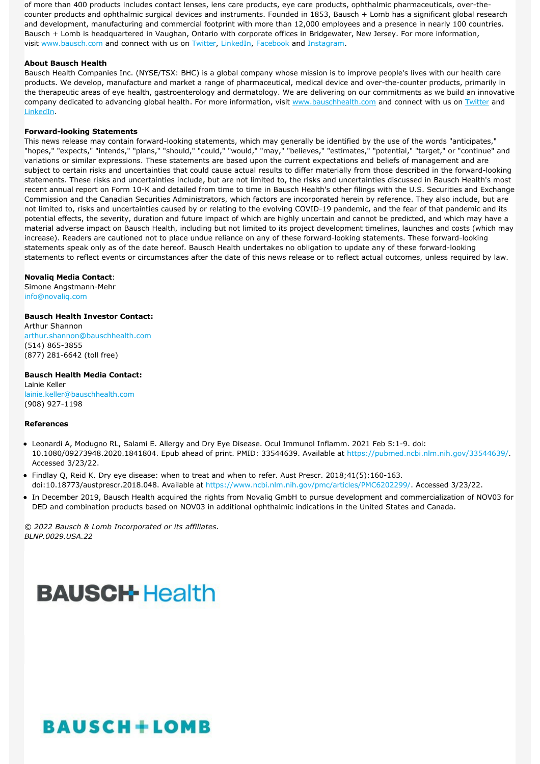of more than 400 products includes contact lenses, lens care products, eye care products, ophthalmic pharmaceuticals, over-the-counter products and ophthalmic surgical devices and instruments. Founded in 1853, Bausch + Lomb has a significant global research and development, manufacturing and commercial footprint with more than 12,000 employees and a presence in nearly 100 countries. Bausch + Lomb is headquartered in Vaughan, Ontario with corporate offices in Bridgewater, New Jersey. For more information, visit www.bausch.com and connect with us on Twitter, LinkedIn, Facebook and Instagram.

**About Bausch Health**

Bausch Health Companies Inc. (NYSE/TSX: BHC) is a global company whose mission is to improve people's lives with our health care products. We develop, manufacture and market a range of pharmaceutical, medical device and over-the-counter products, primarily in the therapeutic areas of eye health, gastroenterology and dermatology. We are delivering on our commitments as we build an innovative company dedicated to advancing global health. For more information, visit www.bauschhealth.com and connect with us on Twitter and LinkedIn.

**Forward-looking Statements**

This news release may contain forward-looking statements, which may generally be identified by the use of the words "anticipates," "hopes," "expects," "intends," "plans," "should," "could," "would," "may," "believes," "estimates," "potential," "target," or "continue" and variations or similar expressions. These statements are based upon the current expectations and beliefs of management and are subject to certain risks and uncertainties that could cause actual results to differ materially from those described in the forward-looking statements. These risks and uncertainties include, but are not limited to, the risks and uncertainties discussed in Bausch Health's most recent annual report on Form 10-K and detailed from time to time in Bausch Health's other filings with the U.S. Securities and Exchange Commission and the Canadian Securities Administrators, which factors are incorporated herein by reference. They also include, but are not limited to, risks and uncertainties caused by or relating to the evolving COVID-19 pandemic, and the fear of that pandemic and its potential effects, the severity, duration and future impact of which are highly uncertain and cannot be predicted, and which may have a material adverse impact on Bausch Health, including but not limited to its project development timelines, launches and costs (which may increase). Readers are cautioned not to place undue reliance on any of these forward-looking statements. These forward-looking statements speak only as of the date hereof. Bausch Health undertakes no obligation to update any of these forward-looking statements to reflect events or circumstances after the date of this news release or to reflect actual outcomes, unless required by law.

**Novaliq Media Contact**:
Simone Angstmann-Mehr
info@novaliq.com

**Bausch Health Investor Contact:**
Arthur Shannon
arthur.shannon@bauschhealth.com
(514) 865-3855
(877) 281-6642 (toll free)

**Bausch Health Media Contact:**
Lainie Keller
lainie.keller@bauschhealth.com
(908) 927-1198

**References**

- Leonardi A, Modugno RL, Salami E. Allergy and Dry Eye Disease. Ocul Immunol Inflamm. 2021 Feb 5:1-9. doi: 10.1080/09273948.2020.1841804. Epub ahead of print. PMID: 33544639. Available at https://pubmed.ncbi.nlm.nih.gov/33544639/. Accessed 3/23/22.
- Findlay Q, Reid K. Dry eye disease: when to treat and when to refer. Aust Prescr. 2018;41(5):160-163. doi:10.18773/austprescr.2018.048. Available at https://www.ncbi.nlm.nih.gov/pmc/articles/PMC6202299/. Accessed 3/23/22.
- In December 2019, Bausch Health acquired the rights from Novaliq GmbH to pursue development and commercialization of NOV03 for DED and combination products based on NOV03 in additional ophthalmic indications in the United States and Canada.

*© 2022 Bausch & Lomb Incorporated or its affiliates.*
*BLNP.0029.USA.22*

BAUSCH Health

BAUSCH + LOMB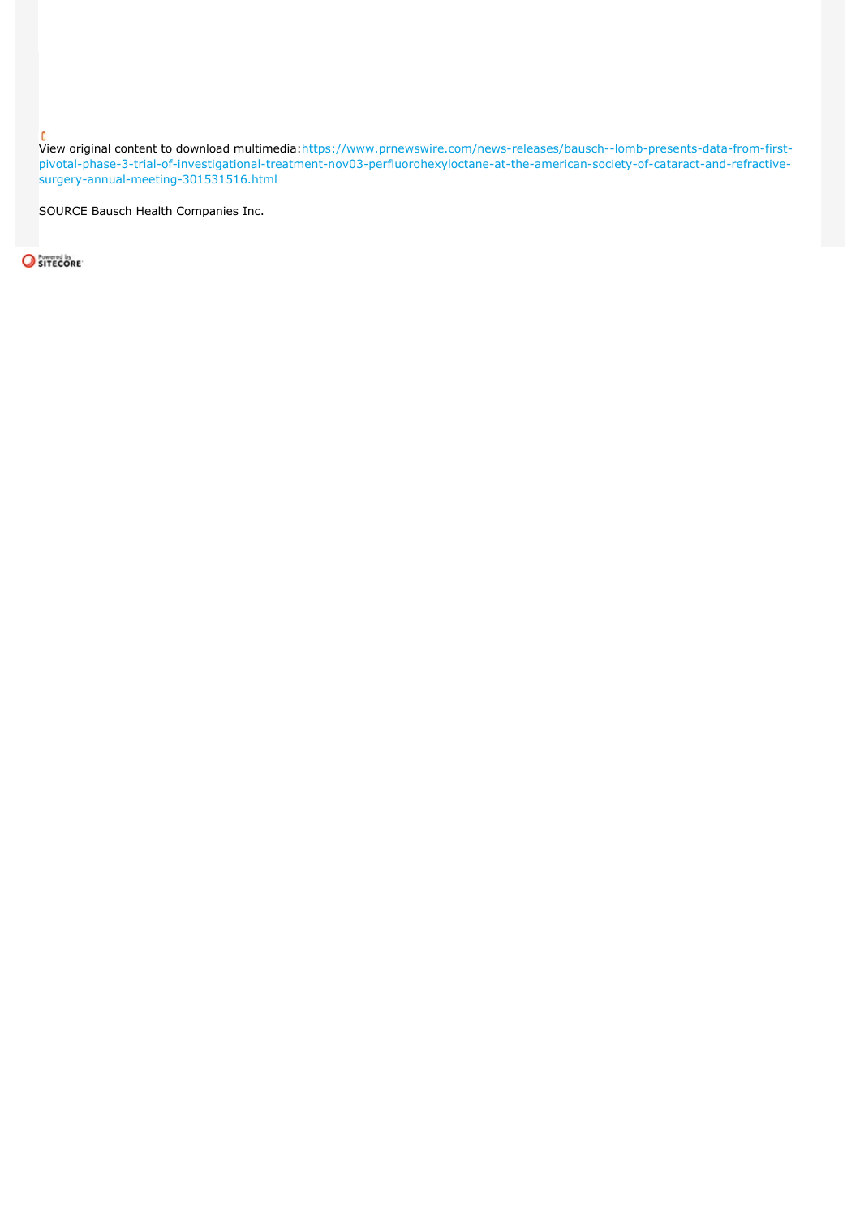View original content to download multimedia:https://www.prnewswire.com/news-releases/bausch--lomb-presents-data-from-first-pivotal-phase-3-trial-of-investigational-treatment-nov03-perfluorohexyloctane-at-the-american-society-of-cataract-and-refractive-surgery-annual-meeting-301531516.html

SOURCE Bausch Health Companies Inc.